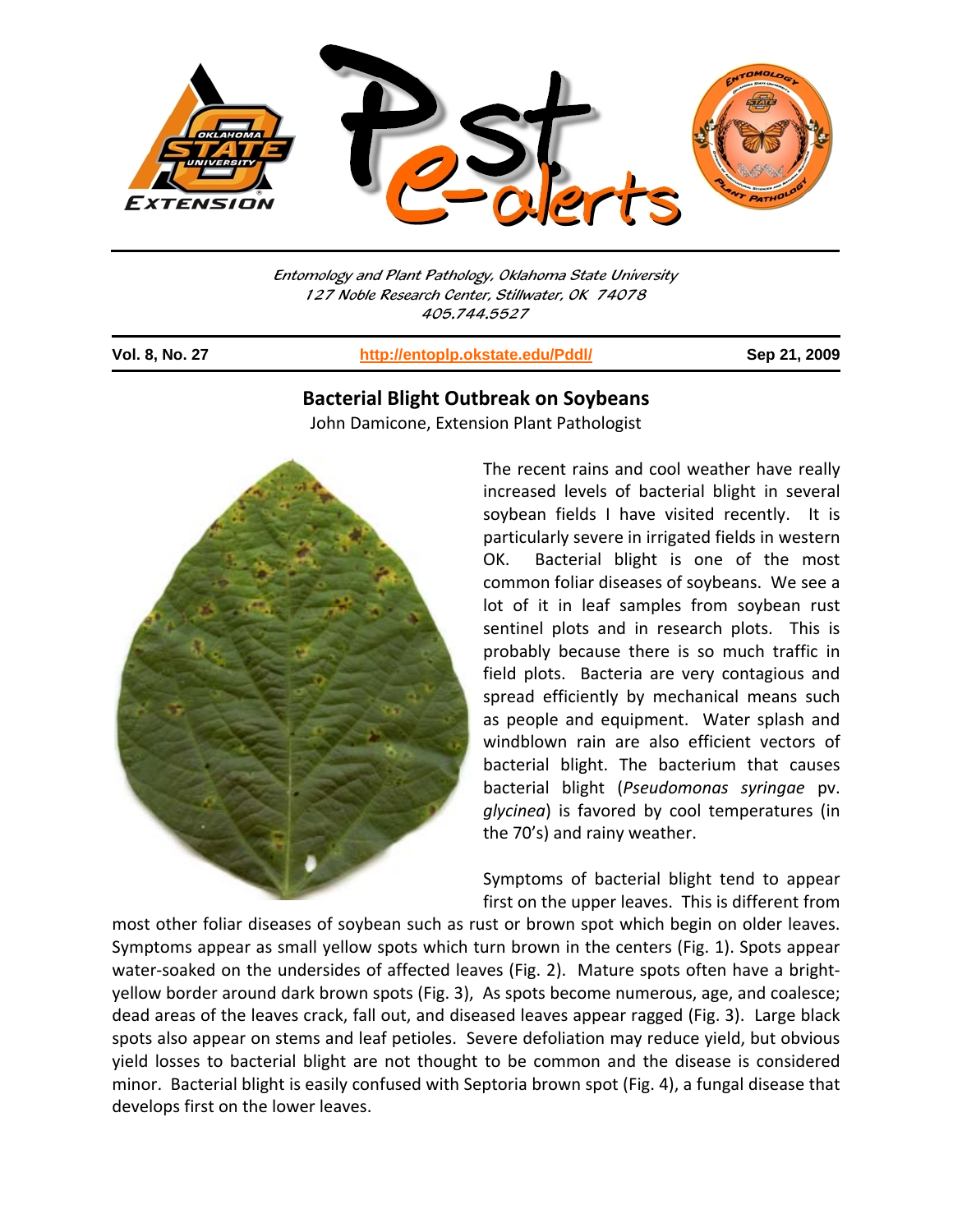Entomology and Plant Pathology, Oklahoma State University
127 Noble Research Center, Stillwater, OK 74078
405.744.5527

**Vol. 8, No. 27** http://entoplp.okstate.edu/Pddl/ **Sep 21, 2009**

## Bacterial Blight Outbreak on Soybeans

John Damicone, Extension Plant Pathologist

The recent rains and cool weather have really increased levels of bacterial blight in several soybean fields I have visited recently. It is particularly severe in irrigated fields in western OK. Bacterial blight is one of the most common foliar diseases of soybeans. We see a lot of it in leaf samples from soybean rust sentinel plots and in research plots. This is probably because there is so much traffic in field plots. Bacteria are very contagious and spread efficiently by mechanical means such as people and equipment. Water splash and windblown rain are also efficient vectors of bacterial blight. The bacterium that causes bacterial blight (*Pseudomonas syringae* pv. *glycinea*) is favored by cool temperatures (in the 70's) and rainy weather.

Symptoms of bacterial blight tend to appear first on the upper leaves. This is different from most other foliar diseases of soybean such as rust or brown spot which begin on older leaves. Symptoms appear as small yellow spots which turn brown in the centers (Fig. 1). Spots appear water-soaked on the undersides of affected leaves (Fig. 2). Mature spots often have a bright-yellow border around dark brown spots (Fig. 3), As spots become numerous, age, and coalesce; dead areas of the leaves crack, fall out, and diseased leaves appear ragged (Fig. 3). Large black spots also appear on stems and leaf petioles. Severe defoliation may reduce yield, but obvious yield losses to bacterial blight are not thought to be common and the disease is considered minor. Bacterial blight is easily confused with Septoria brown spot (Fig. 4), a fungal disease that develops first on the lower leaves.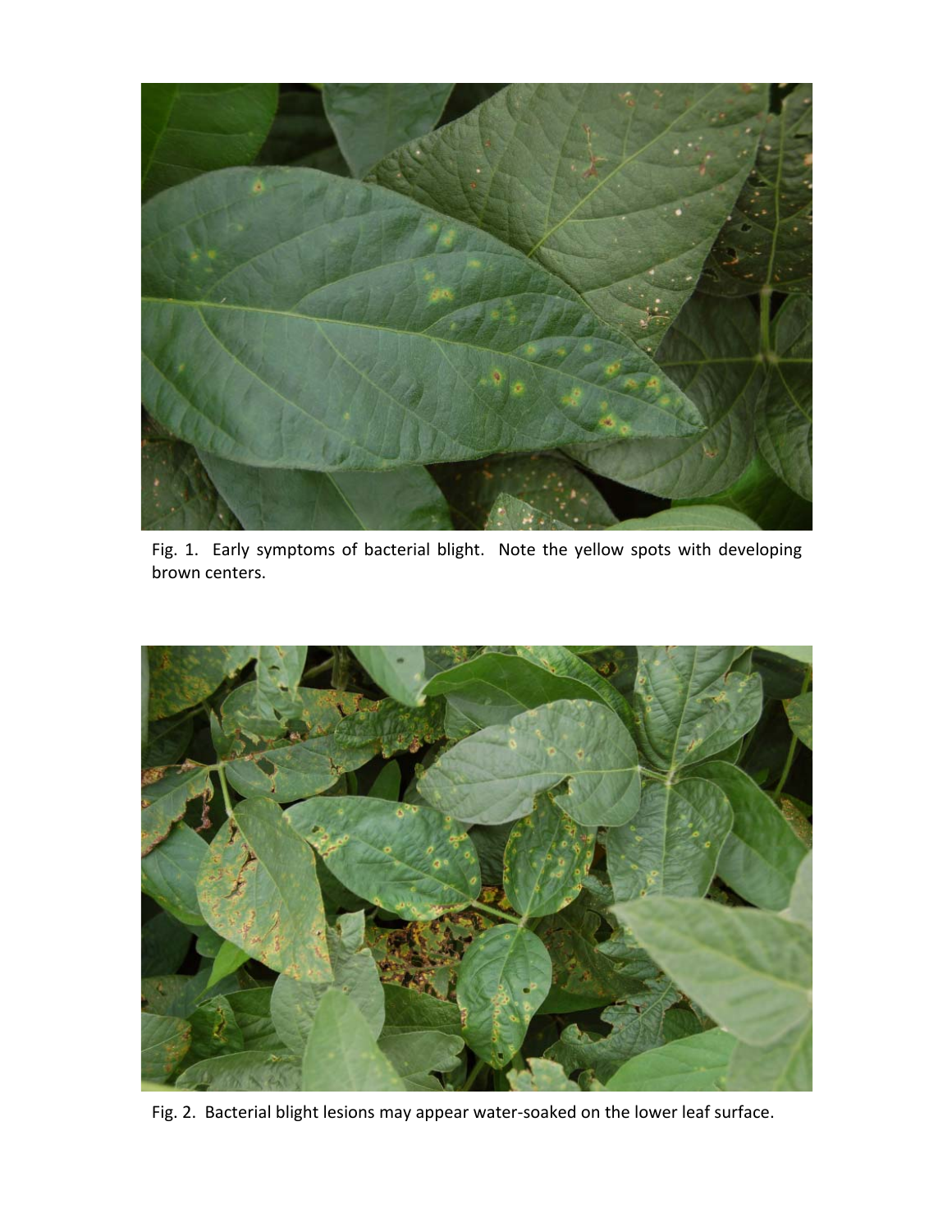Fig. 1. Early symptoms of bacterial blight. Note the yellow spots with developing brown centers.

Fig. 2. Bacterial blight lesions may appear water-soaked on the lower leaf surface.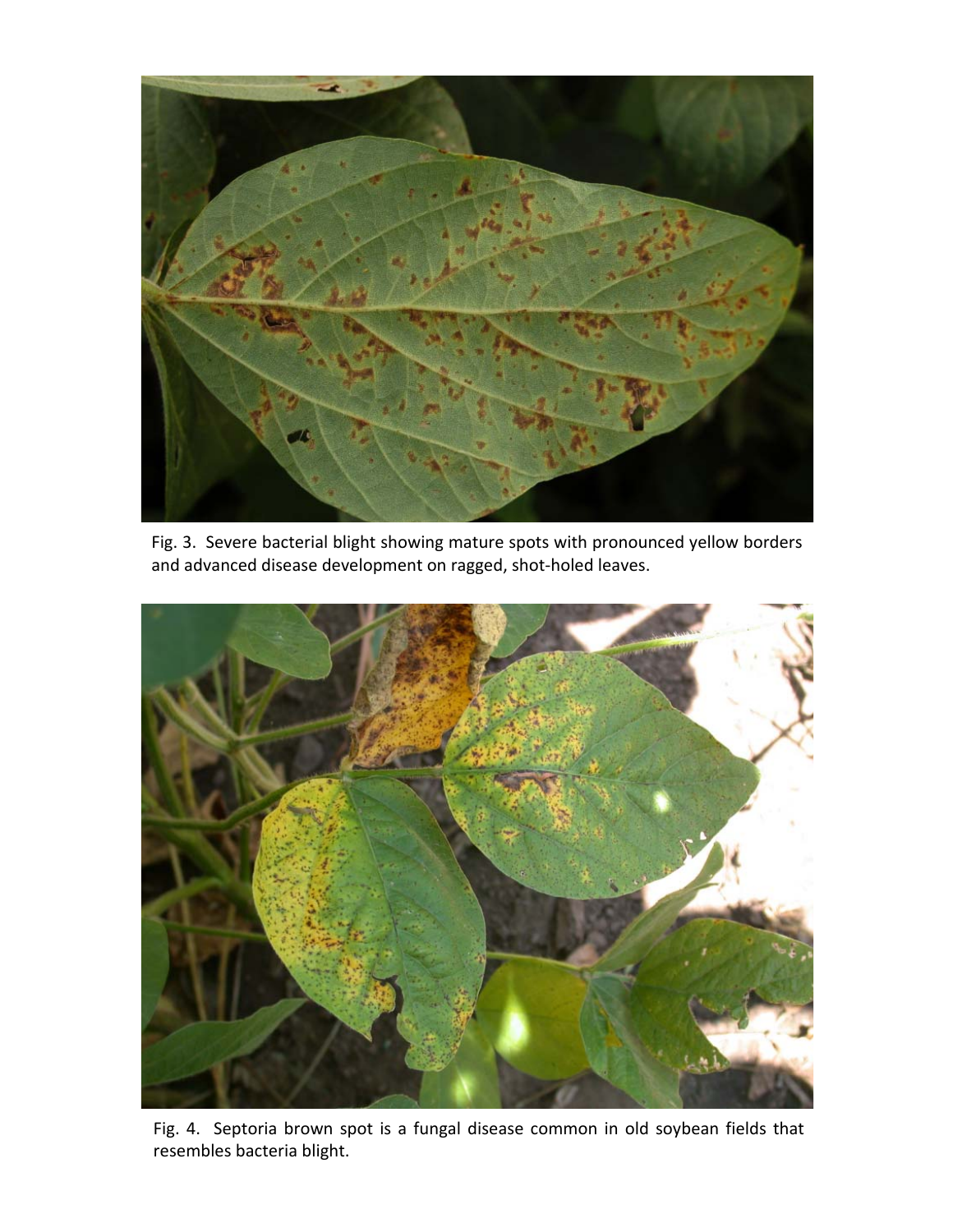Fig. 3. Severe bacterial blight showing mature spots with pronounced yellow borders and advanced disease development on ragged, shot-holed leaves.

Fig. 4. Septoria brown spot is a fungal disease common in old soybean fields that resembles bacteria blight.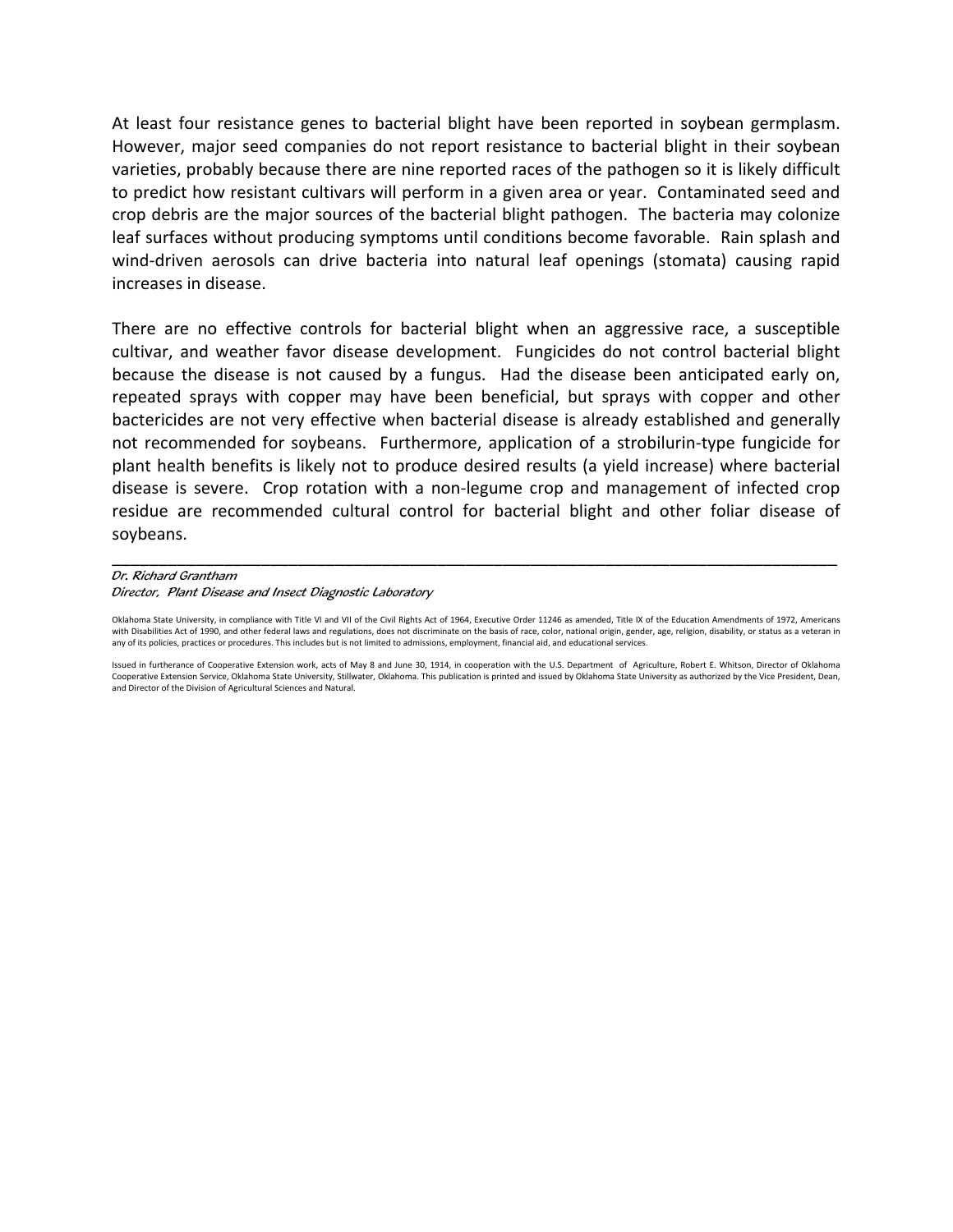At least four resistance genes to bacterial blight have been reported in soybean germplasm. However, major seed companies do not report resistance to bacterial blight in their soybean varieties, probably because there are nine reported races of the pathogen so it is likely difficult to predict how resistant cultivars will perform in a given area or year. Contaminated seed and crop debris are the major sources of the bacterial blight pathogen. The bacteria may colonize leaf surfaces without producing symptoms until conditions become favorable. Rain splash and wind-driven aerosols can drive bacteria into natural leaf openings (stomata) causing rapid increases in disease.

There are no effective controls for bacterial blight when an aggressive race, a susceptible cultivar, and weather favor disease development. Fungicides do not control bacterial blight because the disease is not caused by a fungus. Had the disease been anticipated early on, repeated sprays with copper may have been beneficial, but sprays with copper and other bactericides are not very effective when bacterial disease is already established and generally not recommended for soybeans. Furthermore, application of a strobilurin-type fungicide for plant health benefits is likely not to produce desired results (a yield increase) where bacterial disease is severe. Crop rotation with a non-legume crop and management of infected crop residue are recommended cultural control for bacterial blight and other foliar disease of soybeans.

---

*Dr. Richard Grantham*
*Director, Plant Disease and Insect Diagnostic Laboratory*

Oklahoma State University, in compliance with Title VI and VII of the Civil Rights Act of 1964, Executive Order 11246 as amended, Title IX of the Education Amendments of 1972, Americans with Disabilities Act of 1990, and other federal laws and regulations, does not discriminate on the basis of race, color, national origin, gender, age, religion, disability, or status as a veteran in any of its policies, practices or procedures. This includes but is not limited to admissions, employment, financial aid, and educational services.

Issued in furtherance of Cooperative Extension work, acts of May 8 and June 30, 1914, in cooperation with the U.S. Department of Agriculture, Robert E. Whitson, Director of Oklahoma Cooperative Extension Service, Oklahoma State University, Stillwater, Oklahoma. This publication is printed and issued by Oklahoma State University as authorized by the Vice President, Dean, and Director of the Division of Agricultural Sciences and Natural.